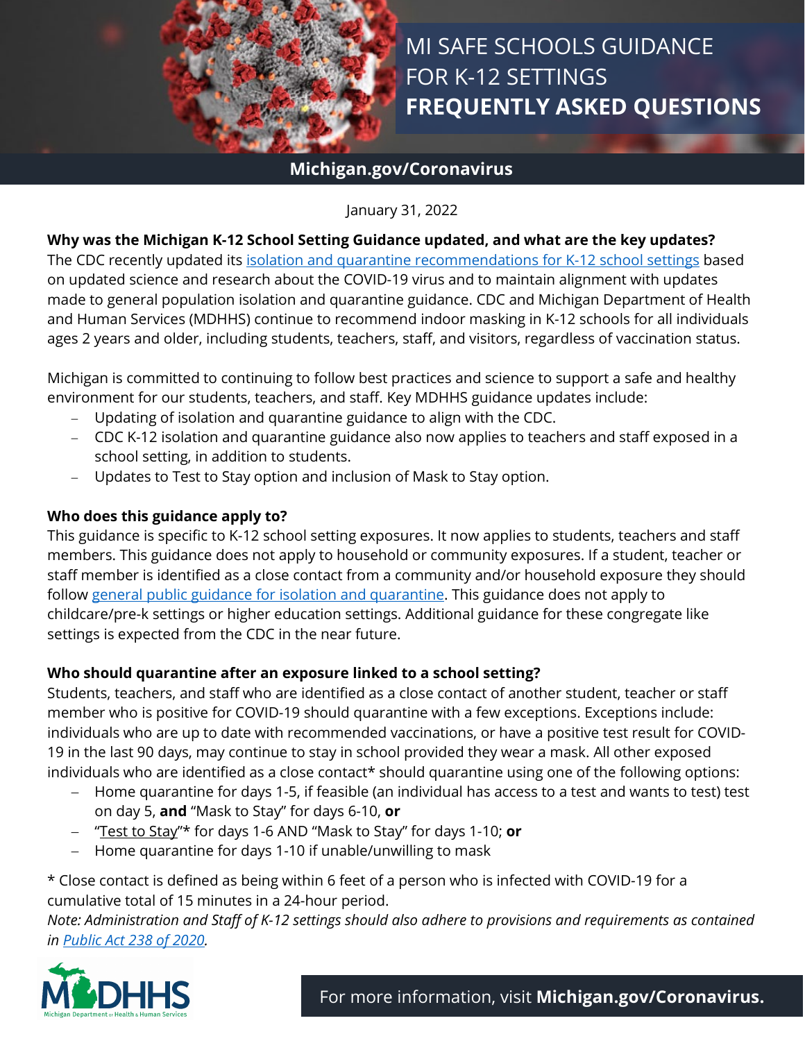# MI SAFE SCHOOLS GUIDANCE FOR K-12 SETTINGS

# FREQUENTLY ASKED QUESTIONS

**Michigan.gov/Coronavirus**

January 31, 2022

**Why was the Michigan K-12 School Setting Guidance updated, and what are the key updates?**

The CDC recently updated its isolation and quarantine recommendations for K-12 school settings based on updated science and research about the COVID-19 virus and to maintain alignment with updates made to general population isolation and quarantine guidance. CDC and Michigan Department of Health and Human Services (MDHHS) continue to recommend indoor masking in K-12 schools for all individuals ages 2 years and older, including students, teachers, staff, and visitors, regardless of vaccination status.

Michigan is committed to continuing to follow best practices and science to support a safe and healthy environment for our students, teachers, and staff. Key MDHHS guidance updates include:

- Updating of isolation and quarantine guidance to align with the CDC.
- CDC K-12 isolation and quarantine guidance also now applies to teachers and staff exposed in a school setting, in addition to students.
- Updates to Test to Stay option and inclusion of Mask to Stay option.

**Who does this guidance apply to?**

This guidance is specific to K-12 school setting exposures. It now applies to students, teachers and staff members. This guidance does not apply to household or community exposures. If a student, teacher or staff member is identified as a close contact from a community and/or household exposure they should follow general public guidance for isolation and quarantine. This guidance does not apply to childcare/pre-k settings or higher education settings. Additional guidance for these congregate like settings is expected from the CDC in the near future.

**Who should quarantine after an exposure linked to a school setting?**

Students, teachers, and staff who are identified as a close contact of another student, teacher or staff member who is positive for COVID-19 should quarantine with a few exceptions. Exceptions include: individuals who are up to date with recommended vaccinations, or have a positive test result for COVID-19 in the last 90 days, may continue to stay in school provided they wear a mask. All other exposed individuals who are identified as a close contact* should quarantine using one of the following options:

- Home quarantine for days 1-5, if feasible (an individual has access to a test and wants to test) test on day 5, **and** "Mask to Stay" for days 6-10, **or**
- "Test to Stay"* for days 1-6 AND "Mask to Stay" for days 1-10; **or**
- Home quarantine for days 1-10 if unable/unwilling to mask

\* Close contact is defined as being within 6 feet of a person who is infected with COVID-19 for a cumulative total of 15 minutes in a 24-hour period.

*Note: Administration and Staff of K-12 settings should also adhere to provisions and requirements as contained in Public Act 238 of 2020.*

For more information, visit **Michigan.gov/Coronavirus.**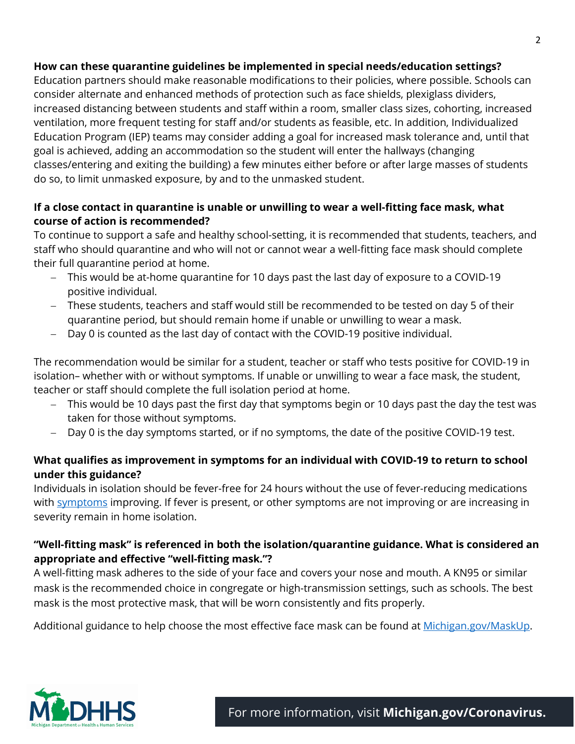**How can these quarantine guidelines be implemented in special needs/education settings?**
Education partners should make reasonable modifications to their policies, where possible. Schools can consider alternate and enhanced methods of protection such as face shields, plexiglass dividers, increased distancing between students and staff within a room, smaller class sizes, cohorting, increased ventilation, more frequent testing for staff and/or students as feasible, etc. In addition, Individualized Education Program (IEP) teams may consider adding a goal for increased mask tolerance and, until that goal is achieved, adding an accommodation so the student will enter the hallways (changing classes/entering and exiting the building) a few minutes either before or after large masses of students do so, to limit unmasked exposure, by and to the unmasked student.

**If a close contact in quarantine is unable or unwilling to wear a well-fitting face mask, what course of action is recommended?**
To continue to support a safe and healthy school-setting, it is recommended that students, teachers, and staff who should quarantine and who will not or cannot wear a well-fitting face mask should complete their full quarantine period at home.

- This would be at-home quarantine for 10 days past the last day of exposure to a COVID-19 positive individual.
- These students, teachers and staff would still be recommended to be tested on day 5 of their quarantine period, but should remain home if unable or unwilling to wear a mask.
- Day 0 is counted as the last day of contact with the COVID-19 positive individual.

The recommendation would be similar for a student, teacher or staff who tests positive for COVID-19 in isolation– whether with or without symptoms. If unable or unwilling to wear a face mask, the student, teacher or staff should complete the full isolation period at home.

- This would be 10 days past the first day that symptoms begin or 10 days past the day the test was taken for those without symptoms.
- Day 0 is the day symptoms started, or if no symptoms, the date of the positive COVID-19 test.

**What qualifies as improvement in symptoms for an individual with COVID-19 to return to school under this guidance?**
Individuals in isolation should be fever-free for 24 hours without the use of fever-reducing medications with symptoms improving. If fever is present, or other symptoms are not improving or are increasing in severity remain in home isolation.

**"Well-fitting mask" is referenced in both the isolation/quarantine guidance. What is considered an appropriate and effective "well-fitting mask."?**
A well-fitting mask adheres to the side of your face and covers your nose and mouth. A KN95 or similar mask is the recommended choice in congregate or high-transmission settings, such as schools. The best mask is the most protective mask, that will be worn consistently and fits properly.

Additional guidance to help choose the most effective face mask can be found at Michigan.gov/MaskUp.

For more information, visit **Michigan.gov/Coronavirus.**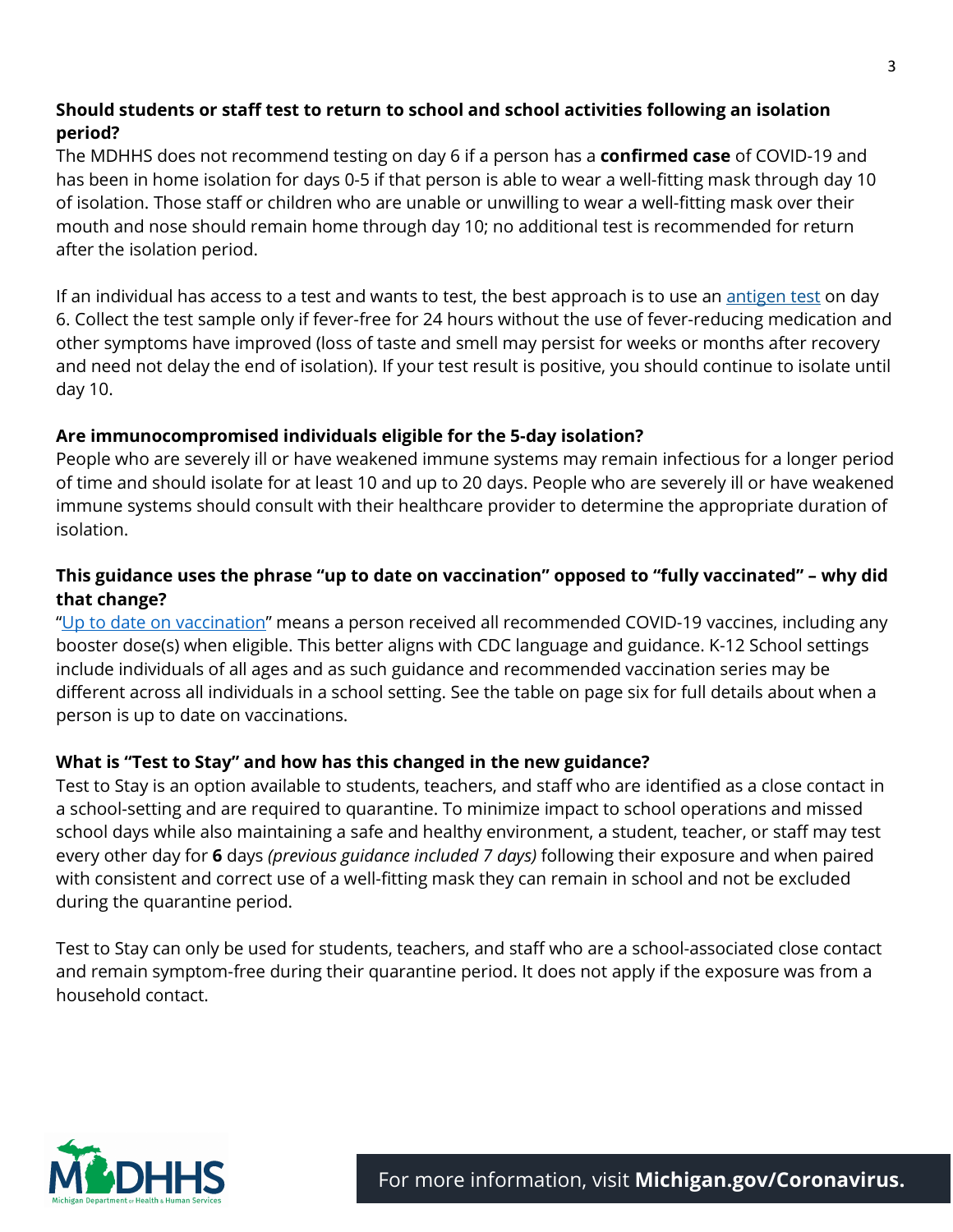**Should students or staff test to return to school and school activities following an isolation period?**

The MDHHS does not recommend testing on day 6 if a person has a **confirmed case** of COVID-19 and has been in home isolation for days 0-5 if that person is able to wear a well-fitting mask through day 10 of isolation. Those staff or children who are unable or unwilling to wear a well-fitting mask over their mouth and nose should remain home through day 10; no additional test is recommended for return after the isolation period.

If an individual has access to a test and wants to test, the best approach is to use an antigen test on day 6. Collect the test sample only if fever-free for 24 hours without the use of fever-reducing medication and other symptoms have improved (loss of taste and smell may persist for weeks or months after recovery and need not delay the end of isolation). If your test result is positive, you should continue to isolate until day 10.

**Are immunocompromised individuals eligible for the 5-day isolation?**

People who are severely ill or have weakened immune systems may remain infectious for a longer period of time and should isolate for at least 10 and up to 20 days. People who are severely ill or have weakened immune systems should consult with their healthcare provider to determine the appropriate duration of isolation.

**This guidance uses the phrase "up to date on vaccination" opposed to "fully vaccinated" – why did that change?**

"Up to date on vaccination" means a person received all recommended COVID-19 vaccines, including any booster dose(s) when eligible. This better aligns with CDC language and guidance. K-12 School settings include individuals of all ages and as such guidance and recommended vaccination series may be different across all individuals in a school setting. See the table on page six for full details about when a person is up to date on vaccinations.

**What is "Test to Stay" and how has this changed in the new guidance?**

Test to Stay is an option available to students, teachers, and staff who are identified as a close contact in a school-setting and are required to quarantine. To minimize impact to school operations and missed school days while also maintaining a safe and healthy environment, a student, teacher, or staff may test every other day for **6** days *(previous guidance included 7 days)* following their exposure and when paired with consistent and correct use of a well-fitting mask they can remain in school and not be excluded during the quarantine period.

Test to Stay can only be used for students, teachers, and staff who are a school-associated close contact and remain symptom-free during their quarantine period. It does not apply if the exposure was from a household contact.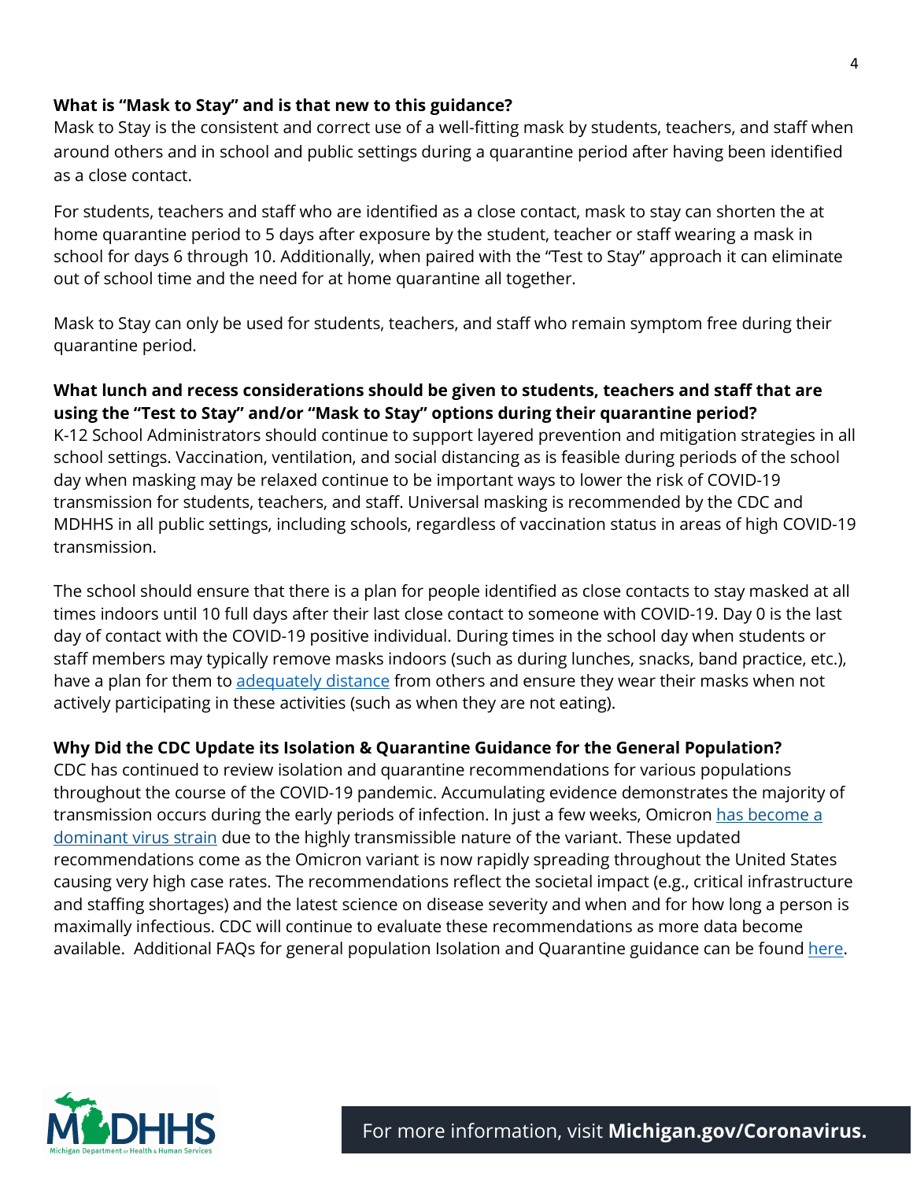**What is "Mask to Stay" and is that new to this guidance?**

Mask to Stay is the consistent and correct use of a well-fitting mask by students, teachers, and staff when around others and in school and public settings during a quarantine period after having been identified as a close contact.

For students, teachers and staff who are identified as a close contact, mask to stay can shorten the at home quarantine period to 5 days after exposure by the student, teacher or staff wearing a mask in school for days 6 through 10. Additionally, when paired with the "Test to Stay" approach it can eliminate out of school time and the need for at home quarantine all together.

Mask to Stay can only be used for students, teachers, and staff who remain symptom free during their quarantine period.

**What lunch and recess considerations should be given to students, teachers and staff that are using the "Test to Stay" and/or "Mask to Stay" options during their quarantine period?**

K-12 School Administrators should continue to support layered prevention and mitigation strategies in all school settings. Vaccination, ventilation, and social distancing as is feasible during periods of the school day when masking may be relaxed continue to be important ways to lower the risk of COVID-19 transmission for students, teachers, and staff. Universal masking is recommended by the CDC and MDHHS in all public settings, including schools, regardless of vaccination status in areas of high COVID-19 transmission.

The school should ensure that there is a plan for people identified as close contacts to stay masked at all times indoors until 10 full days after their last close contact to someone with COVID-19. Day 0 is the last day of contact with the COVID-19 positive individual. During times in the school day when students or staff members may typically remove masks indoors (such as during lunches, snacks, band practice, etc.), have a plan for them to adequately distance from others and ensure they wear their masks when not actively participating in these activities (such as when they are not eating).

**Why Did the CDC Update its Isolation & Quarantine Guidance for the General Population?**

CDC has continued to review isolation and quarantine recommendations for various populations throughout the course of the COVID-19 pandemic. Accumulating evidence demonstrates the majority of transmission occurs during the early periods of infection. In just a few weeks, Omicron has become a dominant virus strain due to the highly transmissible nature of the variant. These updated recommendations come as the Omicron variant is now rapidly spreading throughout the United States causing very high case rates. The recommendations reflect the societal impact (e.g., critical infrastructure and staffing shortages) and the latest science on disease severity and when and for how long a person is maximally infectious. CDC will continue to evaluate these recommendations as more data become available. Additional FAQs for general population Isolation and Quarantine guidance can be found here.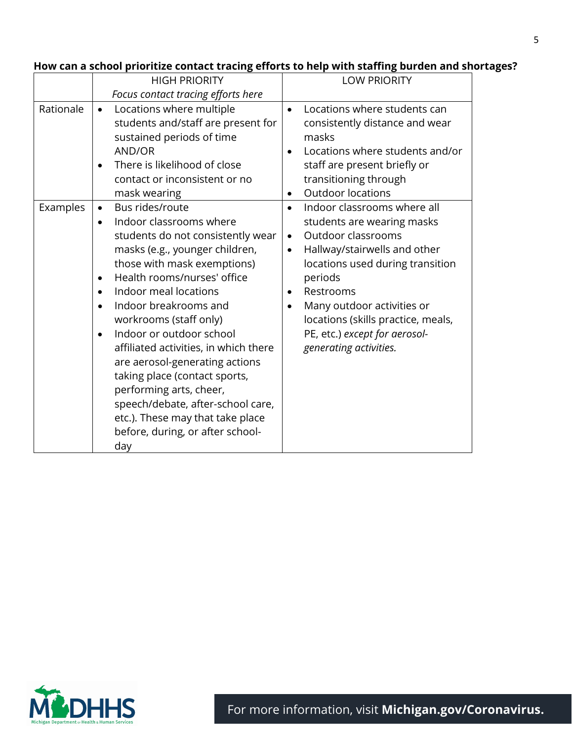**How can a school prioritize contact tracing efforts to help with staffing burden and shortages?**

| | HIGH PRIORITY<br>*Focus contact tracing efforts here* | LOW PRIORITY |
|---|---|---|
| Rationale | • Locations where multiple students and/staff are present for sustained periods of time AND/OR<br>• There is likelihood of close contact or inconsistent or no mask wearing | • Locations where students can consistently distance and wear masks<br>• Locations where students and/or staff are present briefly or transitioning through<br>• Outdoor locations |
| Examples | • Bus rides/route<br>• Indoor classrooms where students do not consistently wear masks (e.g., younger children, those with mask exemptions)<br>• Health rooms/nurses' office<br>• Indoor meal locations<br>• Indoor breakrooms and workrooms (staff only)<br>• Indoor or outdoor school affiliated activities, in which there are aerosol-generating actions taking place (contact sports, performing arts, cheer, speech/debate, after-school care, etc.). These may that take place before, during, or after school-day | • Indoor classrooms where all students are wearing masks<br>• Outdoor classrooms<br>• Hallway/stairwells and other locations used during transition periods<br>• Restrooms<br>• Many outdoor activities or locations (skills practice, meals, PE, etc.) *except for aerosol-generating activities.* |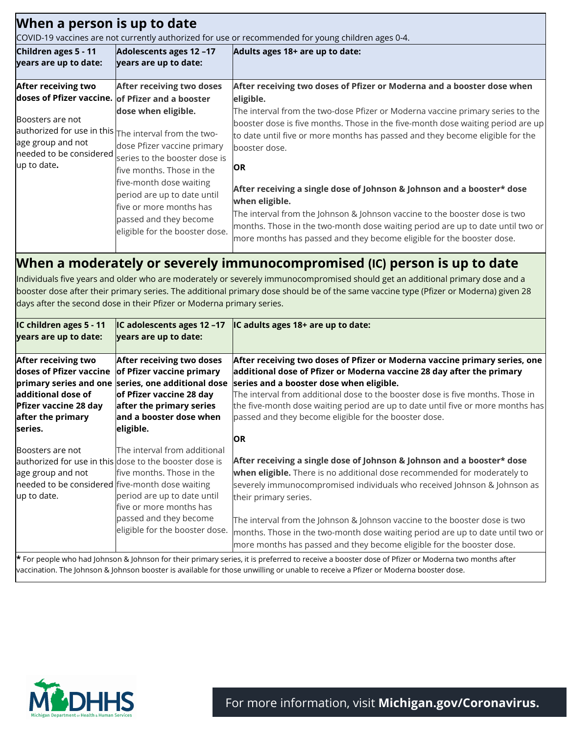## When a person is up to date

COVID-19 vaccines are not currently authorized for use or recommended for young children ages 0-4.

| Children ages 5 - 11 years are up to date: | Adolescents ages 12 –17 years are up to date: | Adults ages 18+ are up to date: |
|---|---|---|
| **After receiving two doses of Pfizer vaccine.**<br><br>Boosters are not authorized for use in this age group and not needed to be considered up to date**.** | **After receiving two doses of Pfizer and a booster dose when eligible.**<br><br>The interval from the two-dose Pfizer vaccine primary series to the booster dose is five months. Those in the five-month dose waiting period are up to date until five or more months has passed and they become eligible for the booster dose. | **After receiving two doses of Pfizer or Moderna and a booster dose when eligible.**<br>The interval from the two-dose Pfizer or Moderna vaccine primary series to the booster dose is five months. Those in the five-month dose waiting period are up to date until five or more months has passed and they become eligible for the booster dose.<br><br>**OR**<br><br>**After receiving a single dose of Johnson & Johnson and a booster* dose when eligible.**<br>The interval from the Johnson & Johnson vaccine to the booster dose is two months. Those in the two-month dose waiting period are up to date until two or more months has passed and they become eligible for the booster dose. |

## When a moderately or severely immunocompromised (IC) person is up to date

Individuals five years and older who are moderately or severely immunocompromised should get an additional primary dose and a booster dose after their primary series. The additional primary dose should be of the same vaccine type (Pfizer or Moderna) given 28 days after the second dose in their Pfizer or Moderna primary series.

| IC children ages 5 - 11 years are up to date: | IC adolescents ages 12 –17 years are up to date: | IC adults ages 18+ are up to date: |
|---|---|---|
| **After receiving two doses of Pfizer vaccine primary series and one additional dose of Pfizer vaccine 28 day after the primary series.**<br><br>Boosters are not authorized for use in this age group and not needed to be considered up to date. | **After receiving two doses of Pfizer vaccine primary series, one additional dose of Pfizer vaccine 28 day after the primary series and a booster dose when eligible.**<br><br>The interval from additional dose to the booster dose is five months. Those in the five-month dose waiting period are up to date until five or more months has passed and they become eligible for the booster dose. | **After receiving two doses of Pfizer or Moderna vaccine primary series, one additional dose of Pfizer or Moderna vaccine 28 day after the primary series and a booster dose when eligible.**<br>The interval from additional dose to the booster dose is five months. Those in the five-month dose waiting period are up to date until five or more months has passed and they become eligible for the booster dose.<br><br>**OR**<br><br>**After receiving a single dose of Johnson & Johnson and a booster* dose when eligible.** There is no additional dose recommended for moderately to severely immunocompromised individuals who received Johnson & Johnson as their primary series.<br><br>The interval from the Johnson & Johnson vaccine to the booster dose is two months. Those in the two-month dose waiting period are up to date until two or more months has passed and they become eligible for the booster dose. |

* For people who had Johnson & Johnson for their primary series, it is preferred to receive a booster dose of Pfizer or Moderna two months after vaccination. The Johnson & Johnson booster is available for those unwilling or unable to receive a Pfizer or Moderna booster dose.

MDHHS Michigan Department of Health & Human Services

For more information, visit **Michigan.gov/Coronavirus.**